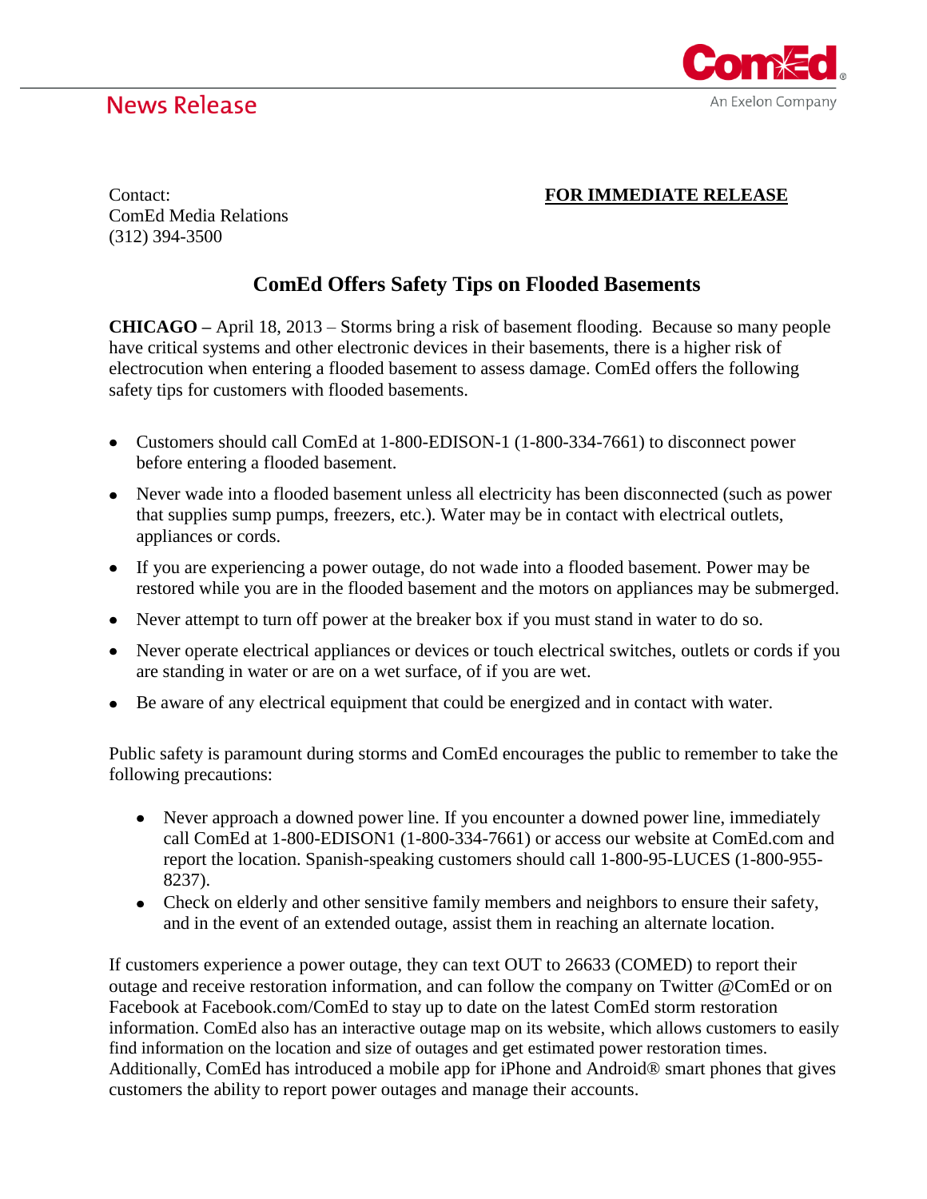News Release

ComEd
An Exelon Company

Contact:
ComEd Media Relations
(312) 394-3500

**FOR IMMEDIATE RELEASE**

# ComEd Offers Safety Tips on Flooded Basements

**CHICAGO –** April 18, 2013 – Storms bring a risk of basement flooding. Because so many people have critical systems and other electronic devices in their basements, there is a higher risk of electrocution when entering a flooded basement to assess damage. ComEd offers the following safety tips for customers with flooded basements.

- Customers should call ComEd at 1-800-EDISON-1 (1-800-334-7661) to disconnect power before entering a flooded basement.
- Never wade into a flooded basement unless all electricity has been disconnected (such as power that supplies sump pumps, freezers, etc.). Water may be in contact with electrical outlets, appliances or cords.
- If you are experiencing a power outage, do not wade into a flooded basement. Power may be restored while you are in the flooded basement and the motors on appliances may be submerged.
- Never attempt to turn off power at the breaker box if you must stand in water to do so.
- Never operate electrical appliances or devices or touch electrical switches, outlets or cords if you are standing in water or are on a wet surface, of if you are wet.
- Be aware of any electrical equipment that could be energized and in contact with water.

Public safety is paramount during storms and ComEd encourages the public to remember to take the following precautions:

- Never approach a downed power line. If you encounter a downed power line, immediately call ComEd at 1-800-EDISON1 (1-800-334-7661) or access our website at ComEd.com and report the location. Spanish-speaking customers should call 1-800-95-LUCES (1-800-955-8237).
- Check on elderly and other sensitive family members and neighbors to ensure their safety, and in the event of an extended outage, assist them in reaching an alternate location.

If customers experience a power outage, they can text OUT to 26633 (COMED) to report their outage and receive restoration information, and can follow the company on Twitter @ComEd or on Facebook at Facebook.com/ComEd to stay up to date on the latest ComEd storm restoration information. ComEd also has an interactive outage map on its website, which allows customers to easily find information on the location and size of outages and get estimated power restoration times. Additionally, ComEd has introduced a mobile app for iPhone and Android® smart phones that gives customers the ability to report power outages and manage their accounts.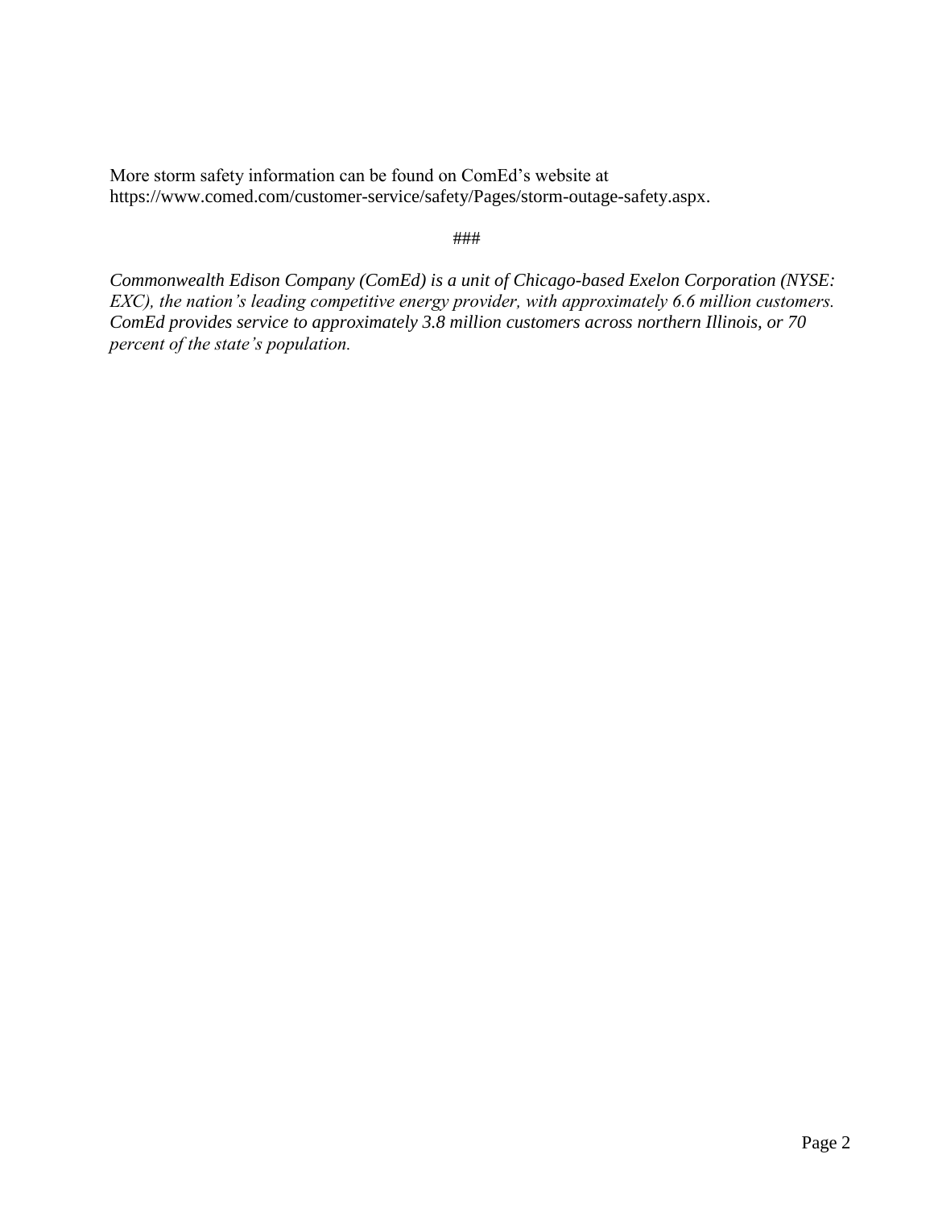More storm safety information can be found on ComEd’s website at https://www.comed.com/customer-service/safety/Pages/storm-outage-safety.aspx.

###

*Commonwealth Edison Company (ComEd) is a unit of Chicago-based Exelon Corporation (NYSE: EXC), the nation’s leading competitive energy provider, with approximately 6.6 million customers. ComEd provides service to approximately 3.8 million customers across northern Illinois, or 70 percent of the state’s population.*